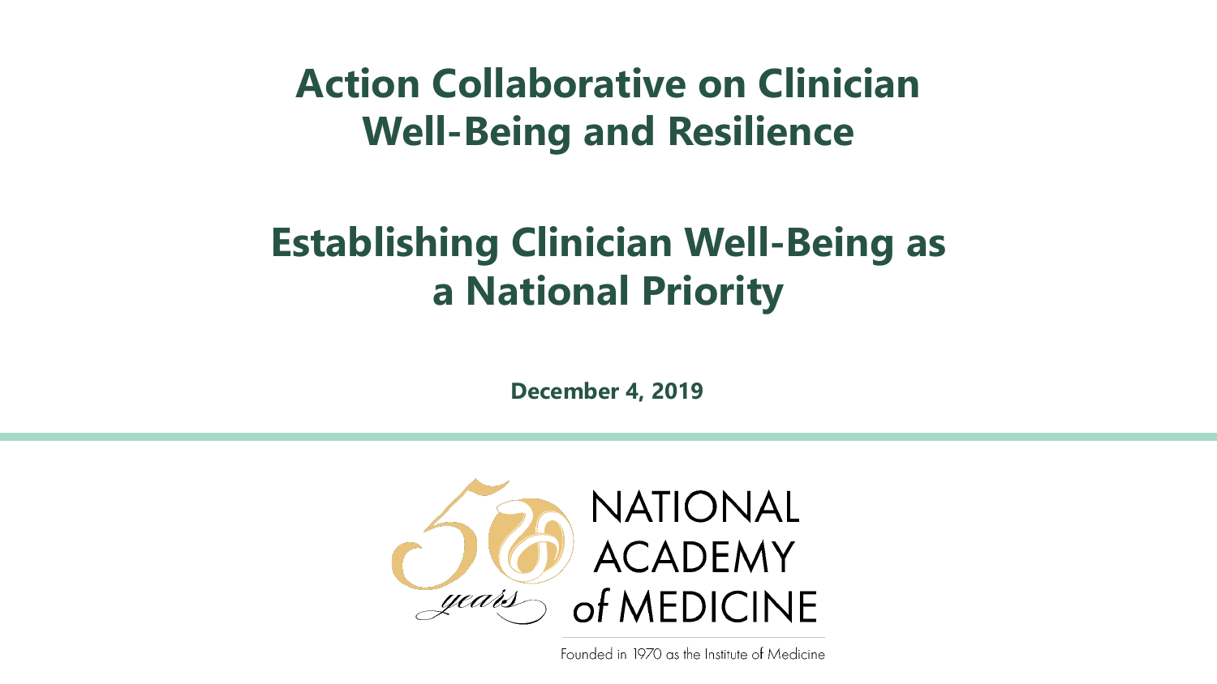# Action Collaborative on Clinician Well-Being and Resilience

## Establishing Clinician Well-Being as a National Priority

**December 4, 2019**

50 years

NATIONAL ACADEMY of MEDICINE

Founded in 1970 as the Institute of Medicine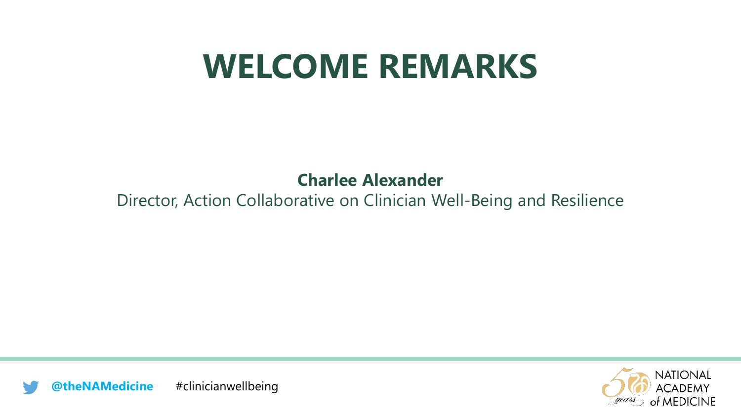# WELCOME REMARKS

**Charlee Alexander**

Director, Action Collaborative on Clinician Well-Being and Resilience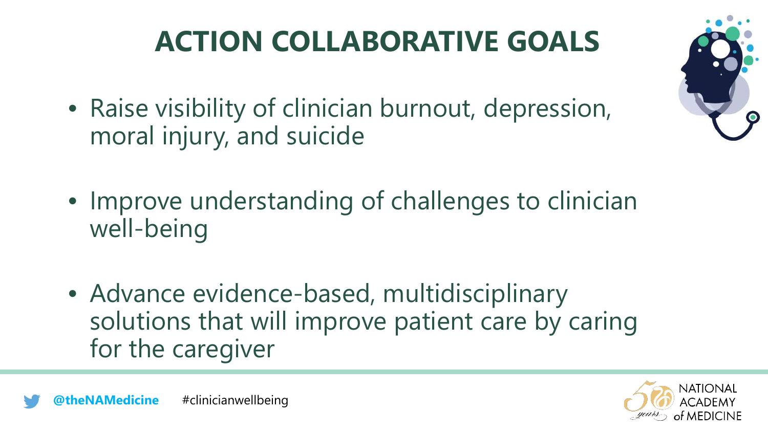# ACTION COLLABORATIVE GOALS

- Raise visibility of clinician burnout, depression, moral injury, and suicide
- Improve understanding of challenges to clinician well-being
- Advance evidence-based, multidisciplinary solutions that will improve patient care by caring for the caregiver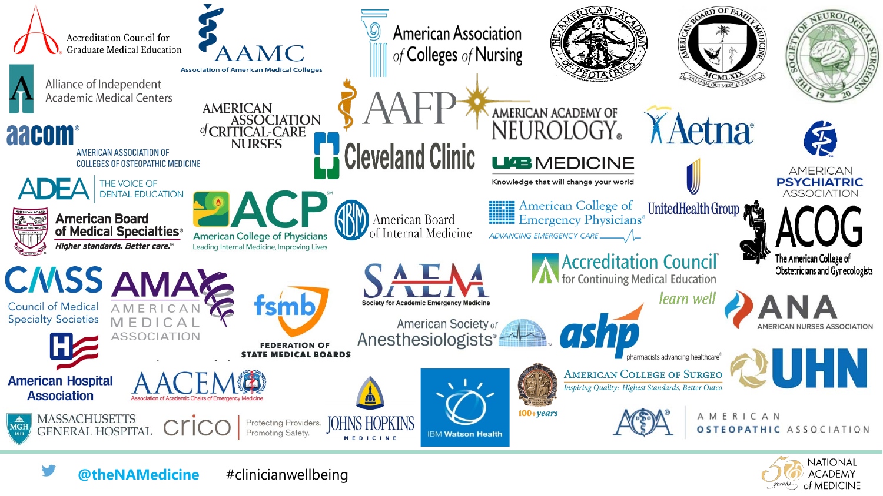Accreditation Council for Graduate Medical Education

AAMC
Association of American Medical Colleges

American Association of Colleges of Nursing

The American Academy of Pediatrics

American Board of Family Medicine

The Society of Neurological Surgeons

Alliance of Independent Academic Medical Centers

aacom
American Association of Colleges of Osteopathic Medicine

American Association of Critical-Care Nurses

AAFP

American Academy of Neurology

Aetna

Cleveland Clinic

UAB Medicine
Knowledge that will change your world

American Psychiatric Association

ADEA
The Voice of Dental Education

American Board of Medical Specialties
Higher standards. Better care.

ACP
American College of Physicians
Leading Internal Medicine, Improving Lives

American Board of Internal Medicine

American College of Emergency Physicians
Advancing Emergency Care

UnitedHealth Group

ACOG
The American College of Obstetricians and Gynecologists

CMSS
Council of Medical Specialty Societies

AMA
American Medical Association

fsmb
Federation of State Medical Boards

SAEM
Society for Academic Emergency Medicine

Accreditation Council for Continuing Medical Education
learn well

ANA
American Nurses Association

American Society of Anesthesiologists

ashp
pharmacists advancing healthcare

American Hospital Association

AACEM
Association of Academic Chairs of Emergency Medicine

American College of Surgeons
Inspiring Quality: Highest Standards, Better Outcomes
100+years

UHN

Massachusetts General Hospital

crico
Protecting Providers. Promoting Safety.

Johns Hopkins Medicine

IBM Watson Health

American Osteopathic Association

@theNAMedicine #clinicianwellbeing

National Academy of Medicine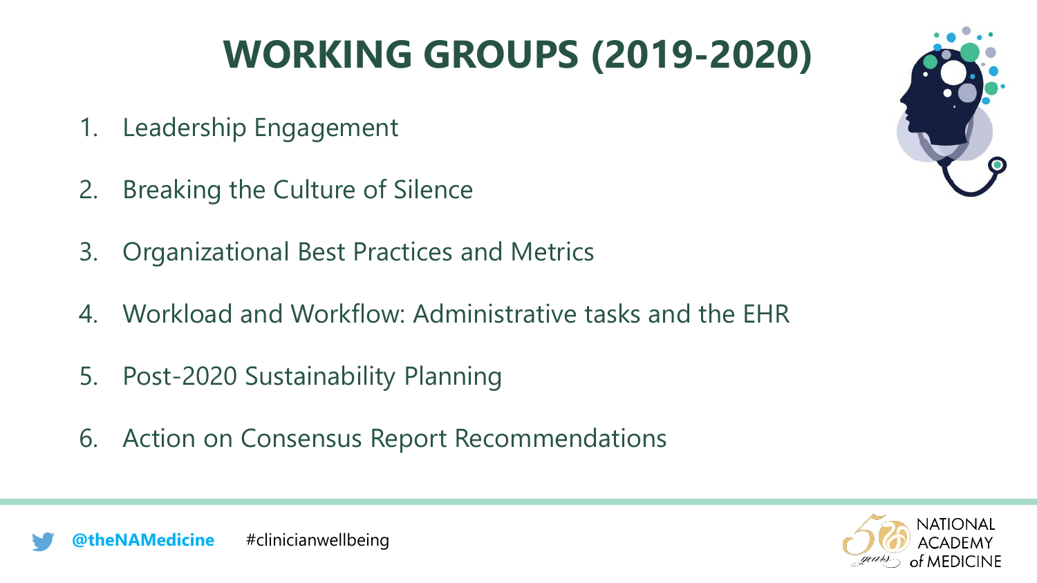# WORKING GROUPS (2019-2020)

1. Leadership Engagement
2. Breaking the Culture of Silence
3. Organizational Best Practices and Metrics
4. Workload and Workflow: Administrative tasks and the EHR
5. Post-2020 Sustainability Planning
6. Action on Consensus Report Recommendations

@theNAMedicine #clinicianwellbeing

NATIONAL ACADEMY of MEDICINE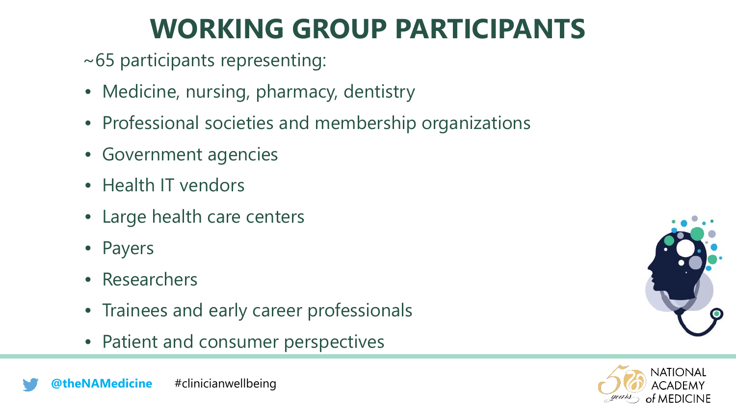# WORKING GROUP PARTICIPANTS

~65 participants representing:

- Medicine, nursing, pharmacy, dentistry
- Professional societies and membership organizations
- Government agencies
- Health IT vendors
- Large health care centers
- Payers
- Researchers
- Trainees and early career professionals
- Patient and consumer perspectives

@theNAMedicine #clinicianwellbeing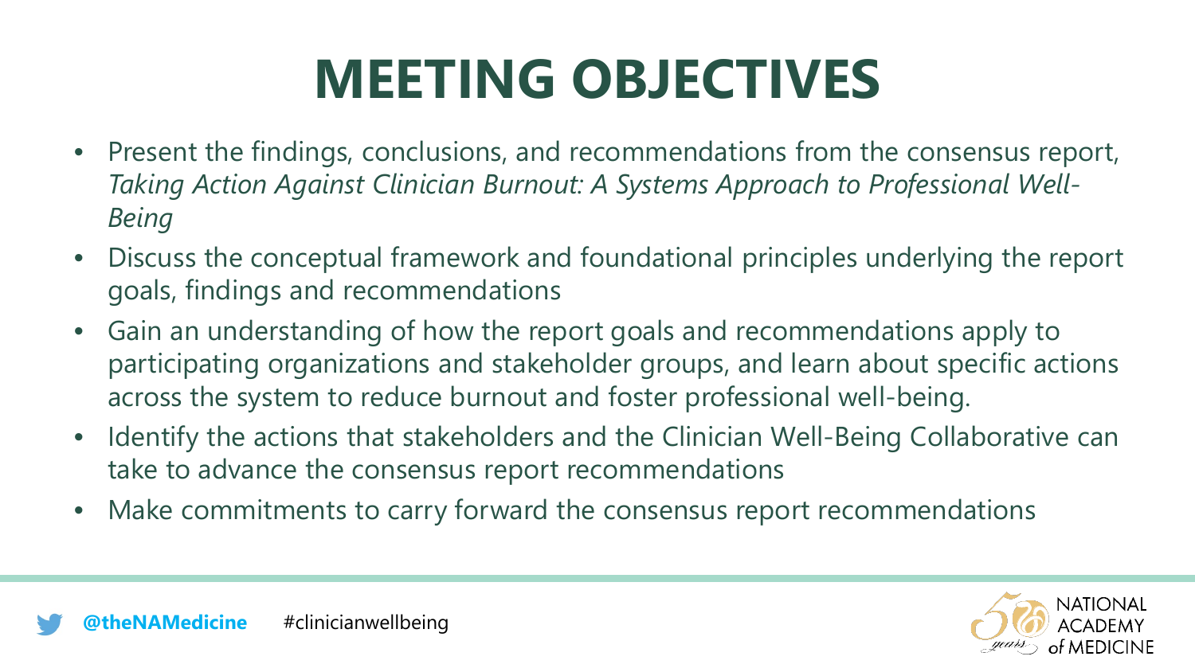# MEETING OBJECTIVES

- Present the findings, conclusions, and recommendations from the consensus report, *Taking Action Against Clinician Burnout: A Systems Approach to Professional Well-Being*
- Discuss the conceptual framework and foundational principles underlying the report goals, findings and recommendations
- Gain an understanding of how the report goals and recommendations apply to participating organizations and stakeholder groups, and learn about specific actions across the system to reduce burnout and foster professional well-being.
- Identify the actions that stakeholders and the Clinician Well-Being Collaborative can take to advance the consensus report recommendations
- Make commitments to carry forward the consensus report recommendations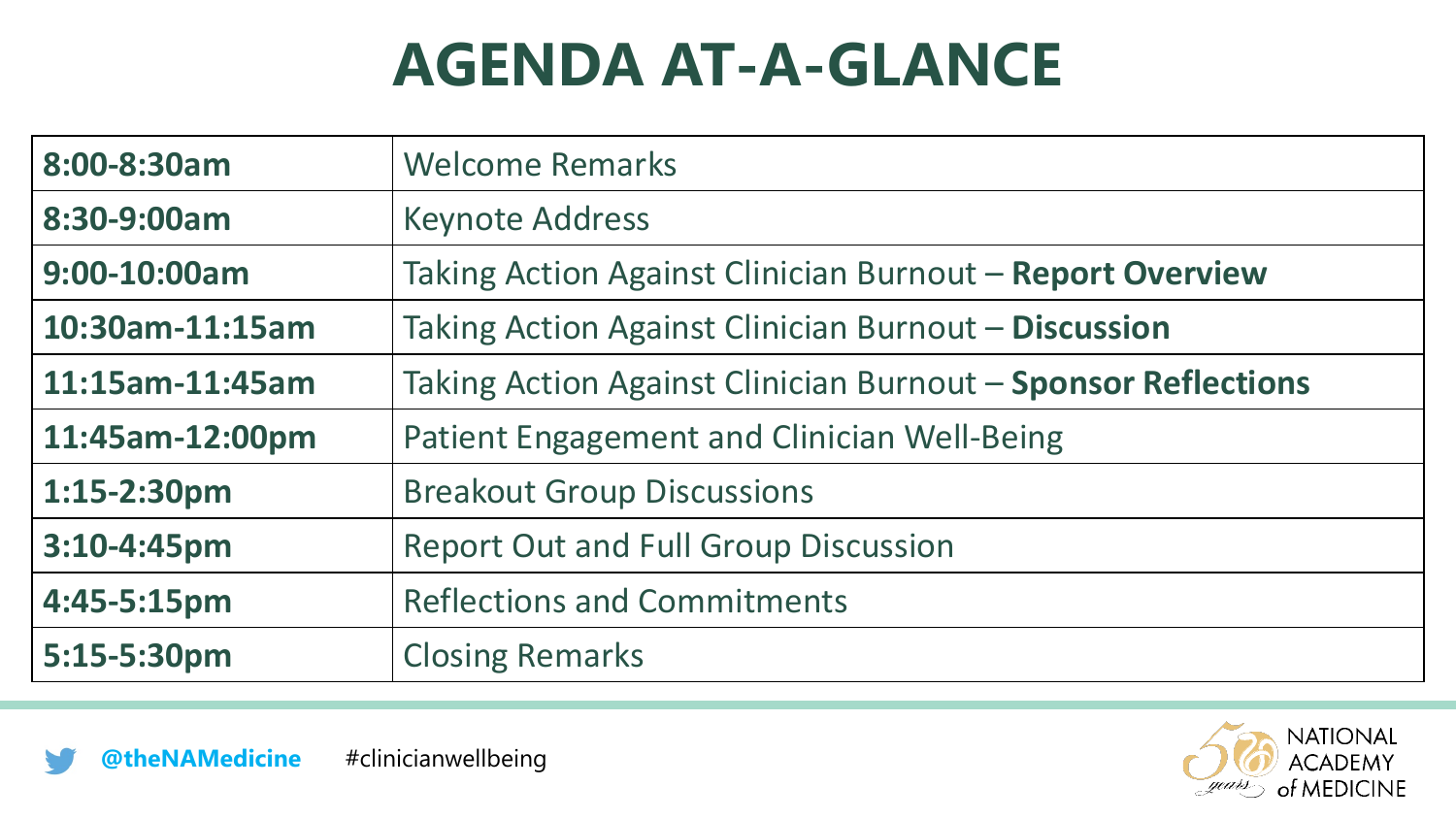# AGENDA AT-A-GLANCE

| | |
|---|---|
| **8:00-8:30am** | Welcome Remarks |
| **8:30-9:00am** | Keynote Address |
| **9:00-10:00am** | Taking Action Against Clinician Burnout – **Report Overview** |
| **10:30am-11:15am** | Taking Action Against Clinician Burnout – **Discussion** |
| **11:15am-11:45am** | Taking Action Against Clinician Burnout – **Sponsor Reflections** |
| **11:45am-12:00pm** | Patient Engagement and Clinician Well-Being |
| **1:15-2:30pm** | Breakout Group Discussions |
| **3:10-4:45pm** | Report Out and Full Group Discussion |
| **4:45-5:15pm** | Reflections and Commitments |
| **5:15-5:30pm** | Closing Remarks |

**@theNAMedicine** #clinicianwellbeing

NATIONAL ACADEMY of MEDICINE